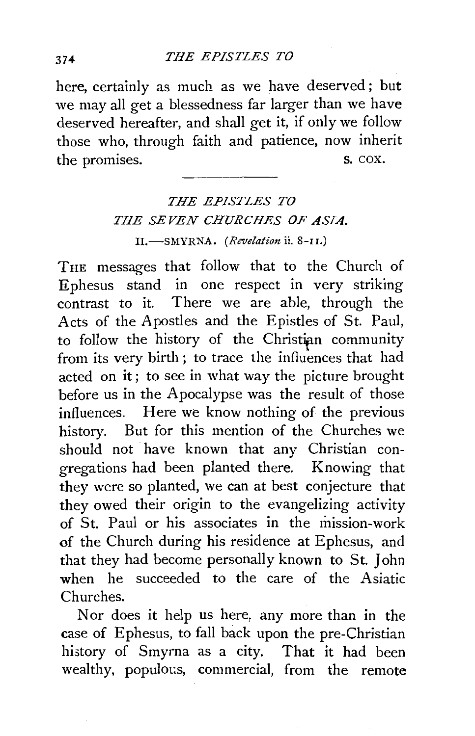here, certainly as much as we have deserved; but we may all get a blessedness far larger than we have deserved hereafter, and shall get it, if only we follow those who, through faith and patience, now inherit the promises.

S. COX.

---

## *THE EPISTLES TO THE SEVEN CHURCHES OF ASIA.*

### II.—SMYRNA. (*Revelation* ii. 8-11.)

THE messages that follow that to the Church of Ephesus stand in one respect in very striking contrast to it. There we are able, through the Acts of the Apostles and the Epistles of St. Paul, to follow the history of the Christian community from its very birth; to trace the influences that had acted on it; to see in what way the picture brought before us in the Apocalypse was the result of those influences. Here we know nothing of the previous history. But for this mention of the Churches we should not have known that any Christian congregations had been planted there. Knowing that they were so planted, we can at best conjecture that they owed their origin to the evangelizing activity of St. Paul or his associates in the mission-work of the Church during his residence at Ephesus, and that they had become personally known to St. John when he succeeded to the care of the Asiatic Churches.

Nor does it help us here, any more than in the case of Ephesus, to fall back upon the pre-Christian history of Smyrna as a city. That it had been wealthy, populous, commercial, from the remote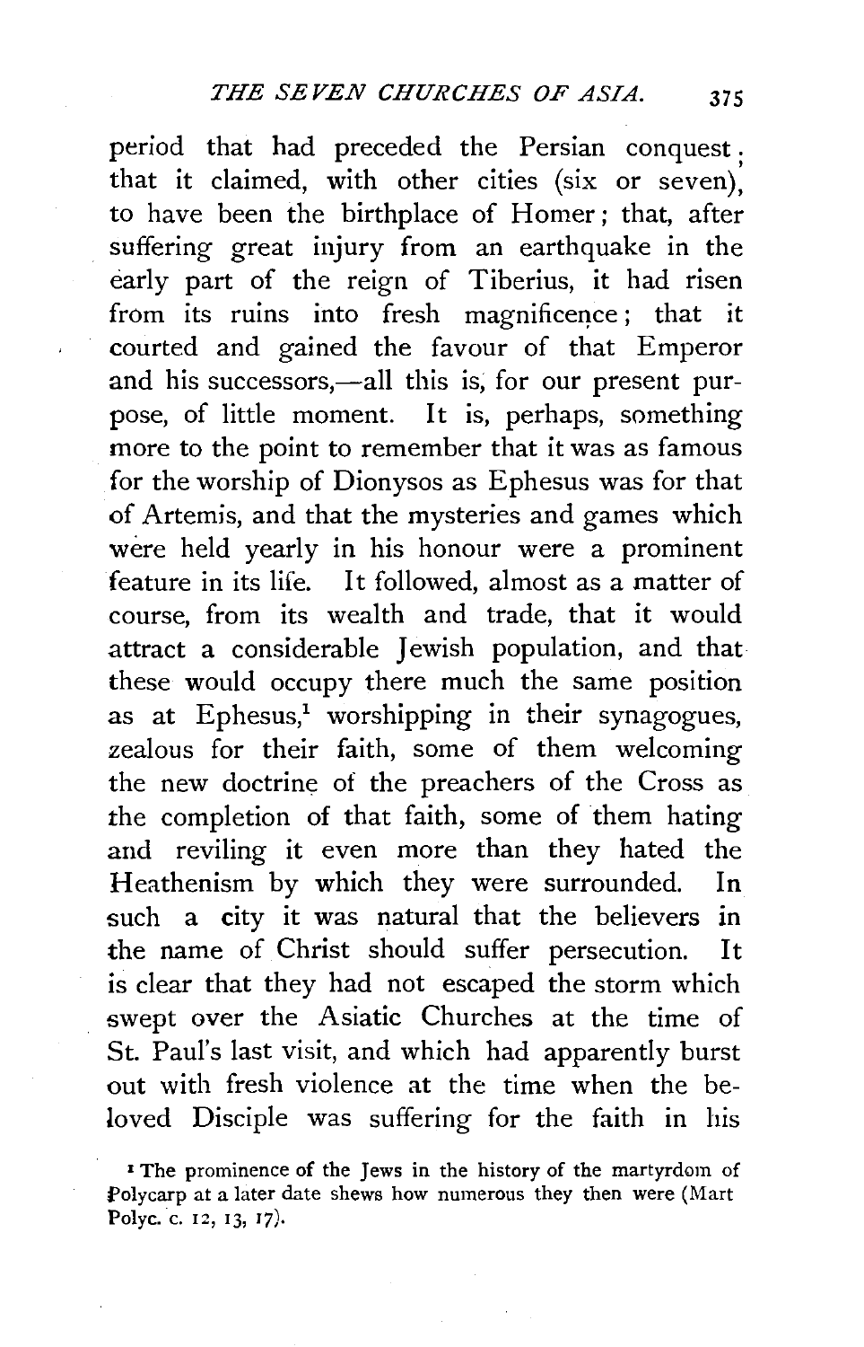period that had preceded the Persian conquest; that it claimed, with other cities (six or seven), to have been the birthplace of Homer; that, after suffering great injury from an earthquake in the early part of the reign of Tiberius, it had risen from its ruins into fresh magnificence; that it courted and gained the favour of that Emperor and his successors,—all this is, for our present purpose, of little moment. It is, perhaps, something more to the point to remember that it was as famous for the worship of Dionysos as Ephesus was for that of Artemis, and that the mysteries and games which were held yearly in his honour were a prominent feature in its life. It followed, almost as a matter of course, from its wealth and trade, that it would attract a considerable Jewish population, and that these would occupy there much the same position as at Ephesus,[1] worshipping in their synagogues, zealous for their faith, some of them welcoming the new doctrine of the preachers of the Cross as the completion of that faith, some of them hating and reviling it even more than they hated the Heathenism by which they were surrounded. In such a city it was natural that the believers in the name of Christ should suffer persecution. It is clear that they had not escaped the storm which swept over the Asiatic Churches at the time of St. Paul's last visit, and which had apparently burst out with fresh violence at the time when the beloved Disciple was suffering for the faith in his

[1] The prominence of the Jews in the history of the martyrdom of Polycarp at a later date shews how numerous they then were (Mart Polyc. c. 12, 13, 17).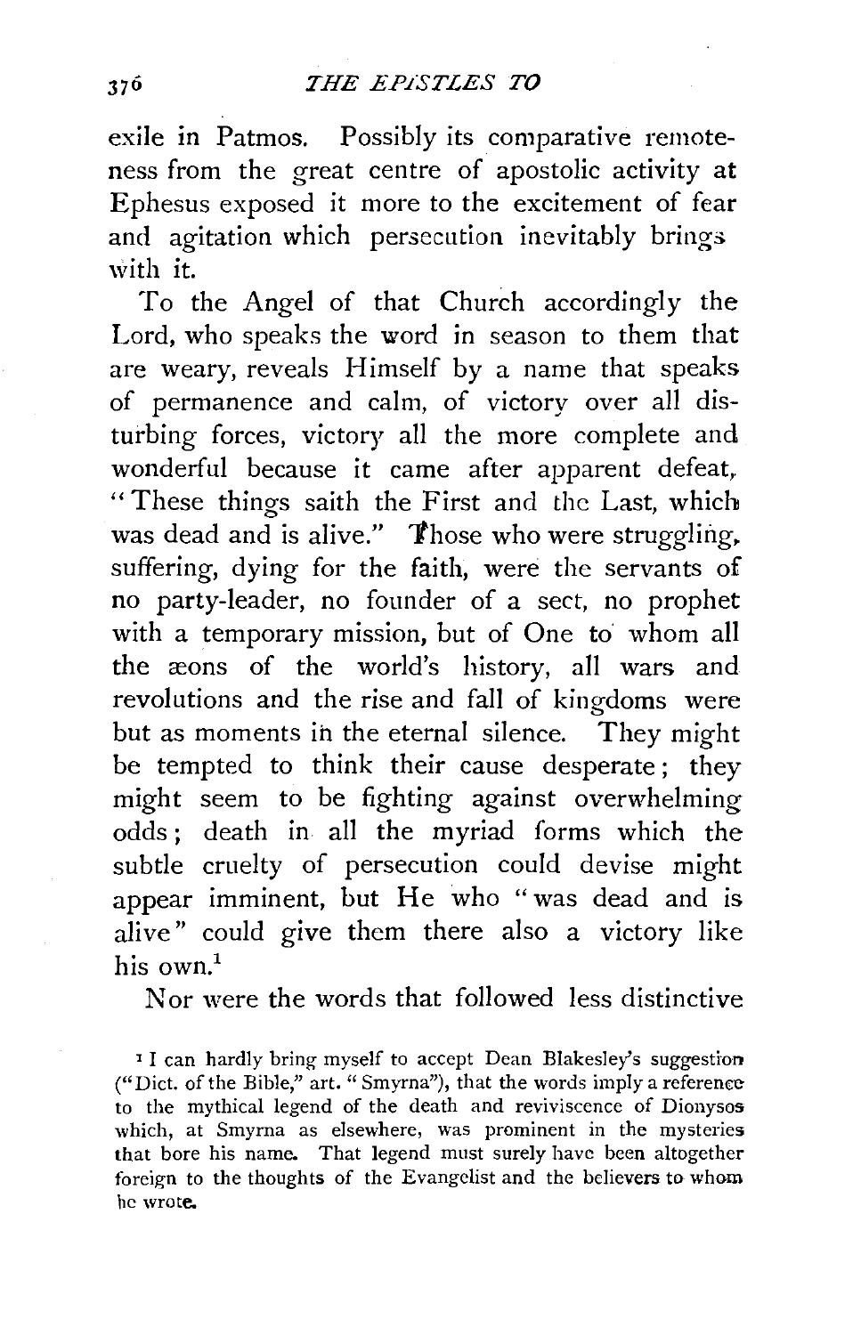exile in Patmos. Possibly its comparative remoteness from the great centre of apostolic activity at Ephesus exposed it more to the excitement of fear and agitation which persecution inevitably brings with it.

To the Angel of that Church accordingly the Lord, who speaks the word in season to them that are weary, reveals Himself by a name that speaks of permanence and calm, of victory over all disturbing forces, victory all the more complete and wonderful because it came after apparent defeat, "These things saith the First and the Last, which was dead and is alive." Those who were struggling, suffering, dying for the faith, were the servants of no party-leader, no founder of a sect, no prophet with a temporary mission, but of One to whom all the æons of the world's history, all wars and revolutions and the rise and fall of kingdoms were but as moments in the eternal silence. They might be tempted to think their cause desperate; they might seem to be fighting against overwhelming odds; death in all the myriad forms which the subtle cruelty of persecution could devise might appear imminent, but He who "was dead and is alive" could give them there also a victory like his own.[1]

Nor were the words that followed less distinctive

[1] I can hardly bring myself to accept Dean Blakesley's suggestion ("Dict. of the Bible," art. "Smyrna"), that the words imply a reference to the mythical legend of the death and reviviscence of Dionysos which, at Smyrna as elsewhere, was prominent in the mysteries that bore his name. That legend must surely have been altogether foreign to the thoughts of the Evangelist and the believers to whom he wrote.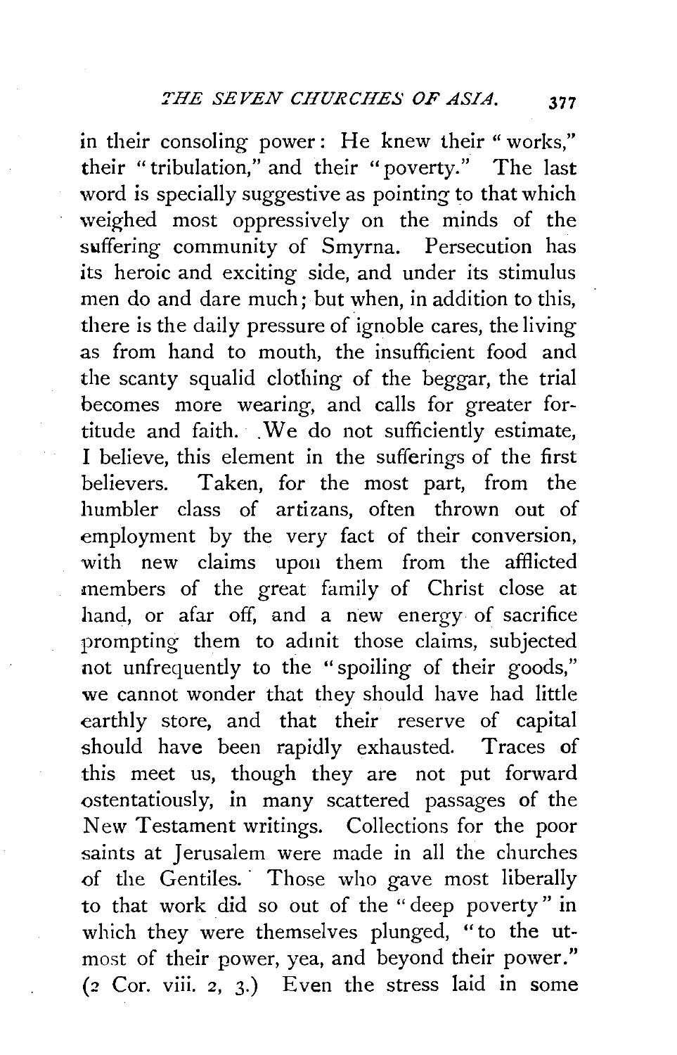in their consoling power: He knew their "works," their "tribulation," and their "poverty." The last word is specially suggestive as pointing to that which weighed most oppressively on the minds of the suffering community of Smyrna. Persecution has its heroic and exciting side, and under its stimulus men do and dare much; but when, in addition to this, there is the daily pressure of ignoble cares, the living as from hand to mouth, the insufficient food and the scanty squalid clothing of the beggar, the trial becomes more wearing, and calls for greater fortitude and faith. We do not sufficiently estimate, I believe, this element in the sufferings of the first believers. Taken, for the most part, from the humbler class of artizans, often thrown out of employment by the very fact of their conversion, with new claims upon them from the afflicted members of the great family of Christ close at hand, or afar off, and a new energy of sacrifice prompting them to admit those claims, subjected not unfrequently to the "spoiling of their goods," we cannot wonder that they should have had little earthly store, and that their reserve of capital should have been rapidly exhausted. Traces of this meet us, though they are not put forward ostentatiously, in many scattered passages of the New Testament writings. Collections for the poor saints at Jerusalem were made in all the churches of the Gentiles. Those who gave most liberally to that work did so out of the "deep poverty" in which they were themselves plunged, "to the utmost of their power, yea, and beyond their power." (2 Cor. viii. 2, 3.) Even the stress laid in some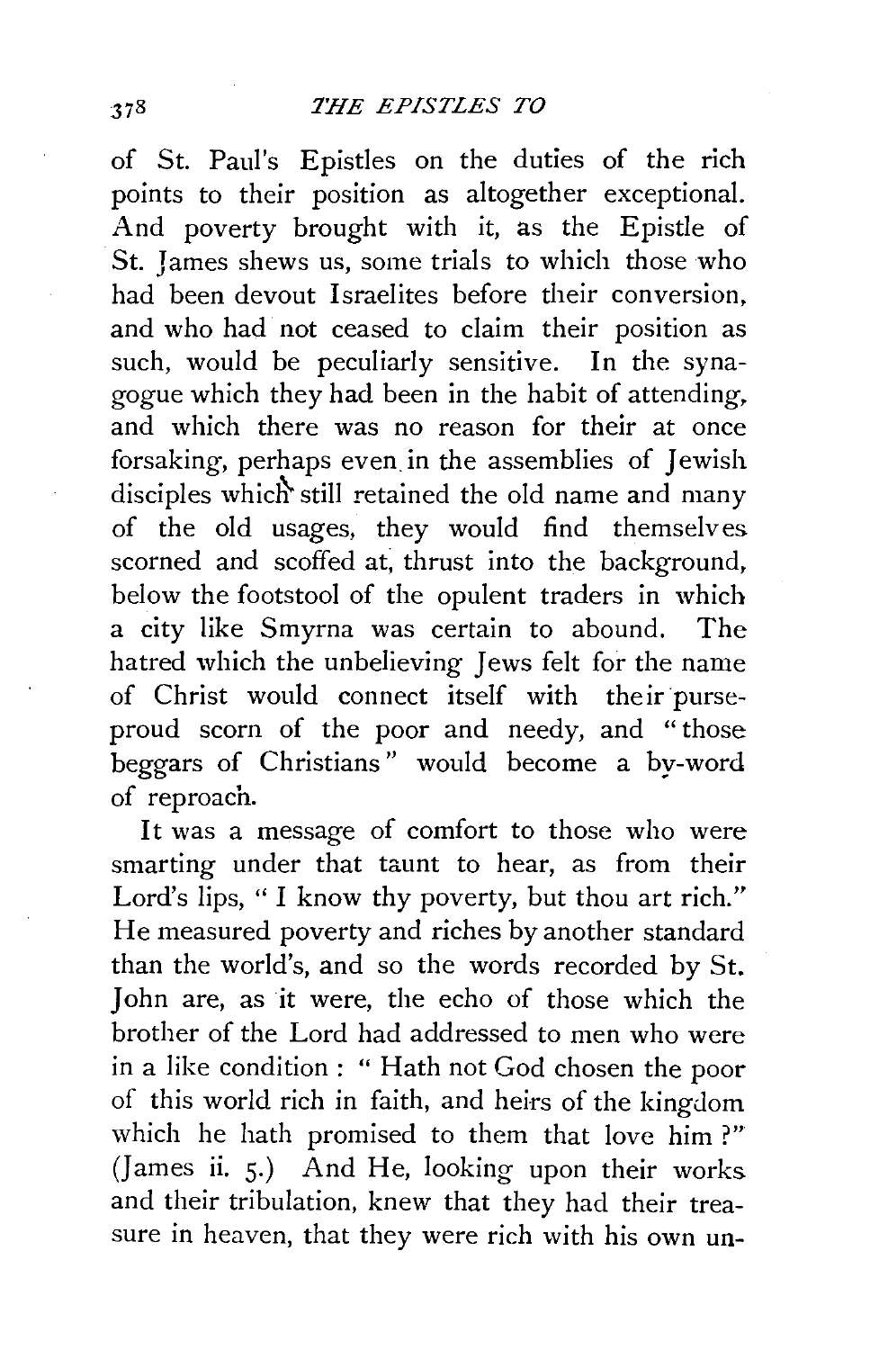of St. Paul's Epistles on the duties of the rich points to their position as altogether exceptional. And poverty brought with it, as the Epistle of St. James shews us, some trials to which those who had been devout Israelites before their conversion, and who had not ceased to claim their position as such, would be peculiarly sensitive. In the synagogue which they had been in the habit of attending, and which there was no reason for their at once forsaking, perhaps even in the assemblies of Jewish disciples which still retained the old name and many of the old usages, they would find themselves scorned and scoffed at, thrust into the background, below the footstool of the opulent traders in which a city like Smyrna was certain to abound. The hatred which the unbelieving Jews felt for the name of Christ would connect itself with their purse-proud scorn of the poor and needy, and "those beggars of Christians" would become a by-word of reproach.

It was a message of comfort to those who were smarting under that taunt to hear, as from their Lord's lips, "I know thy poverty, but thou art rich." He measured poverty and riches by another standard than the world's, and so the words recorded by St. John are, as it were, the echo of those which the brother of the Lord had addressed to men who were in a like condition: "Hath not God chosen the poor of this world rich in faith, and heirs of the kingdom which he hath promised to them that love him?" (James ii. 5.) And He, looking upon their works and their tribulation, knew that they had their treasure in heaven, that they were rich with his own un-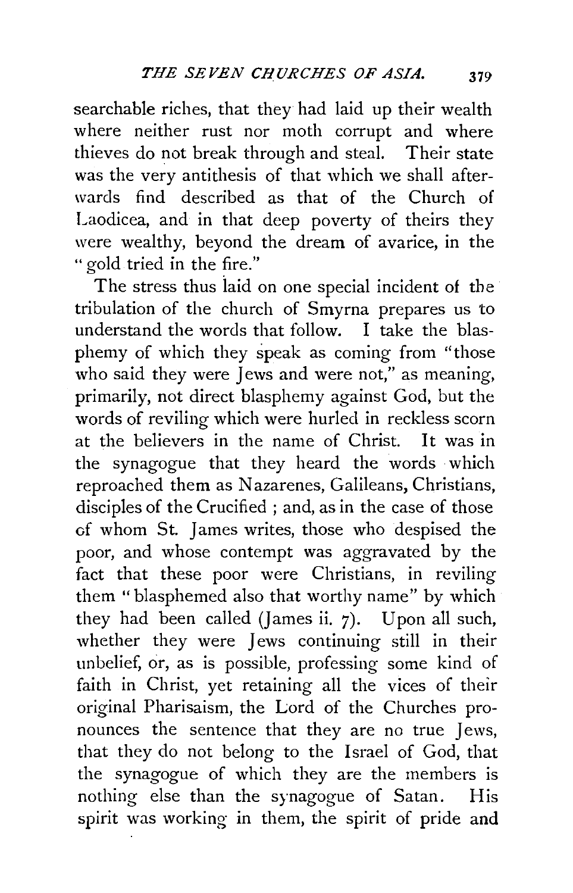searchable riches, that they had laid up their wealth where neither rust nor moth corrupt and where thieves do not break through and steal. Their state was the very antithesis of that which we shall afterwards find described as that of the Church of Laodicea, and in that deep poverty of theirs they were wealthy, beyond the dream of avarice, in the "gold tried in the fire."

The stress thus laid on one special incident of the tribulation of the church of Smyrna prepares us to understand the words that follow. I take the blasphemy of which they speak as coming from "those who said they were Jews and were not," as meaning, primarily, not direct blasphemy against God, but the words of reviling which were hurled in reckless scorn at the believers in the name of Christ. It was in the synagogue that they heard the words which reproached them as Nazarenes, Galileans, Christians, disciples of the Crucified ; and, as in the case of those of whom St. James writes, those who despised the poor, and whose contempt was aggravated by the fact that these poor were Christians, in reviling them "blasphemed also that worthy name" by which they had been called (James ii. 7). Upon all such, whether they were Jews continuing still in their unbelief, or, as is possible, professing some kind of faith in Christ, yet retaining all the vices of their original Pharisaism, the Lord of the Churches pronounces the sentence that they are no true Jews, that they do not belong to the Israel of God, that the synagogue of which they are the members is nothing else than the synagogue of Satan. His spirit was working in them, the spirit of pride and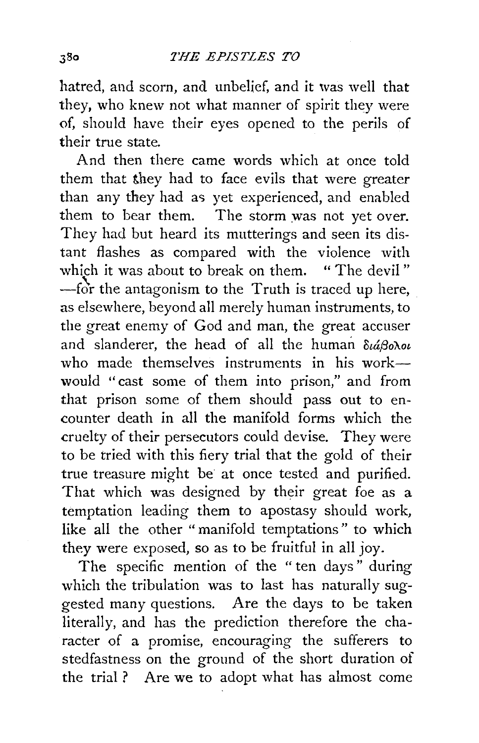hatred, and scorn, and unbelief, and it was well that they, who knew not what manner of spirit they were of, should have their eyes opened to the perils of their true state.

And then there came words which at once told them that they had to face evils that were greater than any they had as yet experienced, and enabled them to bear them. The storm was not yet over. They had but heard its mutterings and seen its distant flashes as compared with the violence with which it was about to break on them. "The devil"—for the antagonism to the Truth is traced up here, as elsewhere, beyond all merely human instruments, to the great enemy of God and man, the great accuser and slanderer, the head of all the human διάβολοι who made themselves instruments in his work—would "cast some of them into prison," and from that prison some of them should pass out to encounter death in all the manifold forms which the cruelty of their persecutors could devise. They were to be tried with this fiery trial that the gold of their true treasure might be at once tested and purified. That which was designed by their great foe as a temptation leading them to apostasy should work, like all the other "manifold temptations" to which they were exposed, so as to be fruitful in all joy.

The specific mention of the "ten days" during which the tribulation was to last has naturally suggested many questions. Are the days to be taken literally, and has the prediction therefore the character of a promise, encouraging the sufferers to stedfastness on the ground of the short duration of the trial? Are we to adopt what has almost come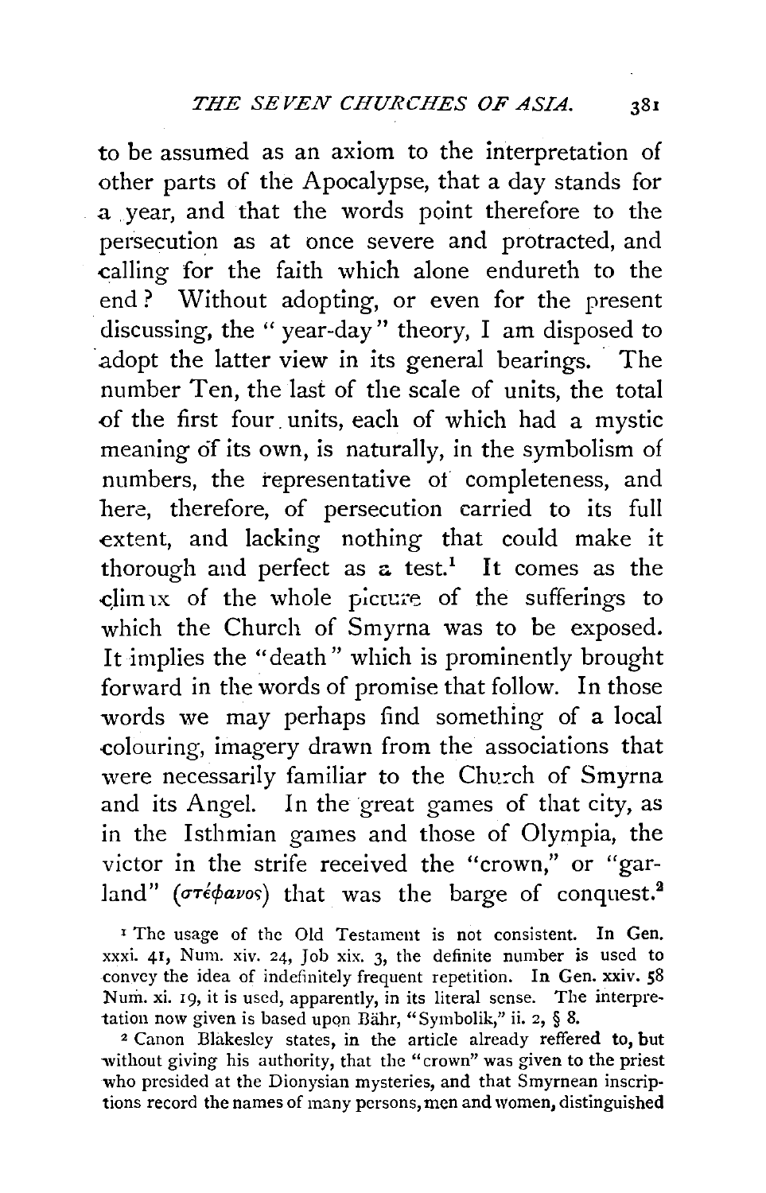to be assumed as an axiom to the interpretation of other parts of the Apocalypse, that a day stands for a year, and that the words point therefore to the persecution as at once severe and protracted, and calling for the faith which alone endureth to the end? Without adopting, or even for the present discussing, the "year-day" theory, I am disposed to adopt the latter view in its general bearings. The number Ten, the last of the scale of units, the total of the first four units, each of which had a mystic meaning of its own, is naturally, in the symbolism of numbers, the representative of completeness, and here, therefore, of persecution carried to its full extent, and lacking nothing that could make it thorough and perfect as a test.[1] It comes as the climax of the whole picture of the sufferings to which the Church of Smyrna was to be exposed. It implies the "death" which is prominently brought forward in the words of promise that follow. In those words we may perhaps find something of a local colouring, imagery drawn from the associations that were necessarily familiar to the Church of Smyrna and its Angel. In the great games of that city, as in the Isthmian games and those of Olympia, the victor in the strife received the "crown," or "garland" (στέφανος) that was the barge of conquest.[2]

[1] The usage of the Old Testament is not consistent. In Gen. xxxi. 41, Num. xiv. 24, Job xix. 3, the definite number is used to convey the idea of indefinitely frequent repetition. In Gen. xxiv. 58 Num. xi. 19, it is used, apparently, in its literal sense. The interpretation now given is based upon Bähr, "Symbolik," ii. 2, § 8.

[2] Canon Blakesley states, in the article already reffered to, but without giving his authority, that the "crown" was given to the priest who presided at the Dionysian mysteries, and that Smyrnean inscriptions record the names of many persons, men and women, distinguished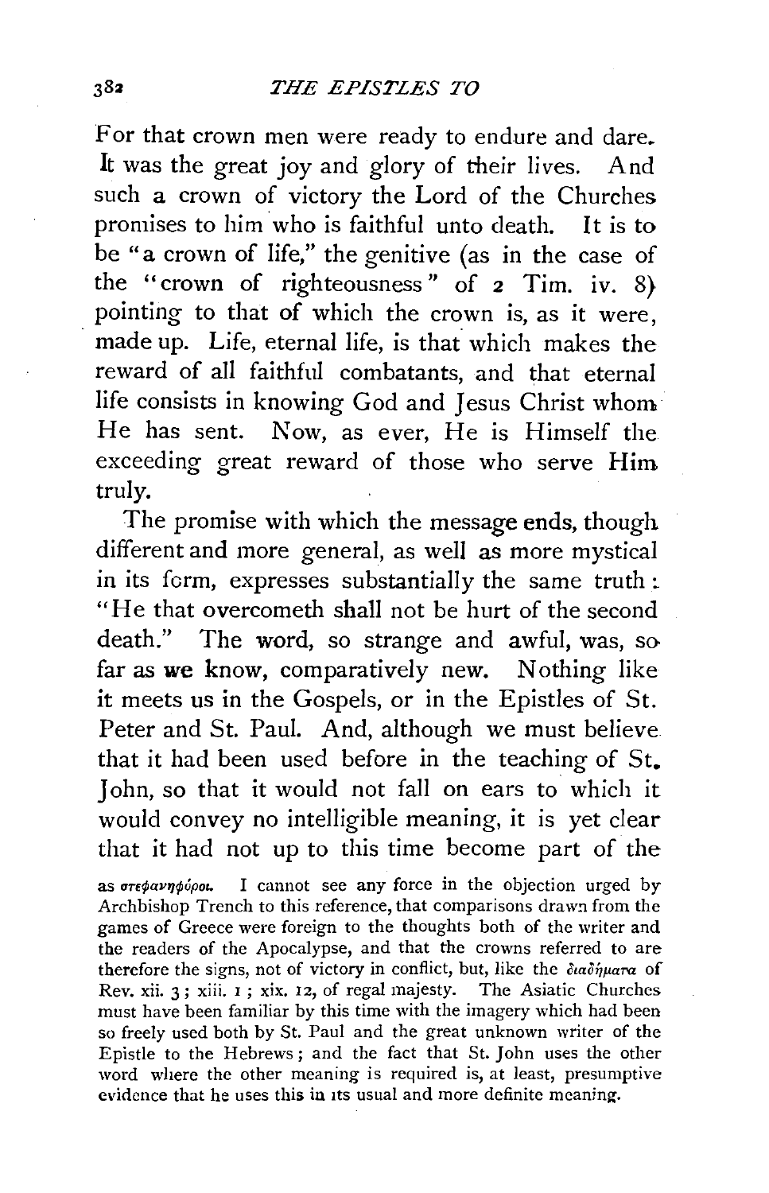For that crown men were ready to endure and dare. It was the great joy and glory of their lives. And such a crown of victory the Lord of the Churches promises to him who is faithful unto death. It is to be "a crown of life," the genitive (as in the case of the "crown of righteousness" of 2 Tim. iv. 8) pointing to that of which the crown is, as it were, made up. Life, eternal life, is that which makes the reward of all faithful combatants, and that eternal life consists in knowing God and Jesus Christ whom He has sent. Now, as ever, He is Himself the exceeding great reward of those who serve Him truly.

The promise with which the message ends, though different and more general, as well as more mystical in its form, expresses substantially the same truth: "He that overcometh shall not be hurt of the second death." The word, so strange and awful, was, so far as we know, comparatively new. Nothing like it meets us in the Gospels, or in the Epistles of St. Peter and St. Paul. And, although we must believe that it had been used before in the teaching of St. John, so that it would not fall on ears to which it would convey no intelligible meaning, it is yet clear that it had not up to this time become part of the

as στεφανηφόροι. I cannot see any force in the objection urged by Archbishop Trench to this reference, that comparisons drawn from the games of Greece were foreign to the thoughts both of the writer and the readers of the Apocalypse, and that the crowns referred to are therefore the signs, not of victory in conflict, but, like the διαδήματα of Rev. xii. 3; xiii. 1; xix. 12, of regal majesty. The Asiatic Churches must have been familiar by this time with the imagery which had been so freely used both by St. Paul and the great unknown writer of the Epistle to the Hebrews; and the fact that St. John uses the other word where the other meaning is required is, at least, presumptive evidence that he uses this in its usual and more definite meaning.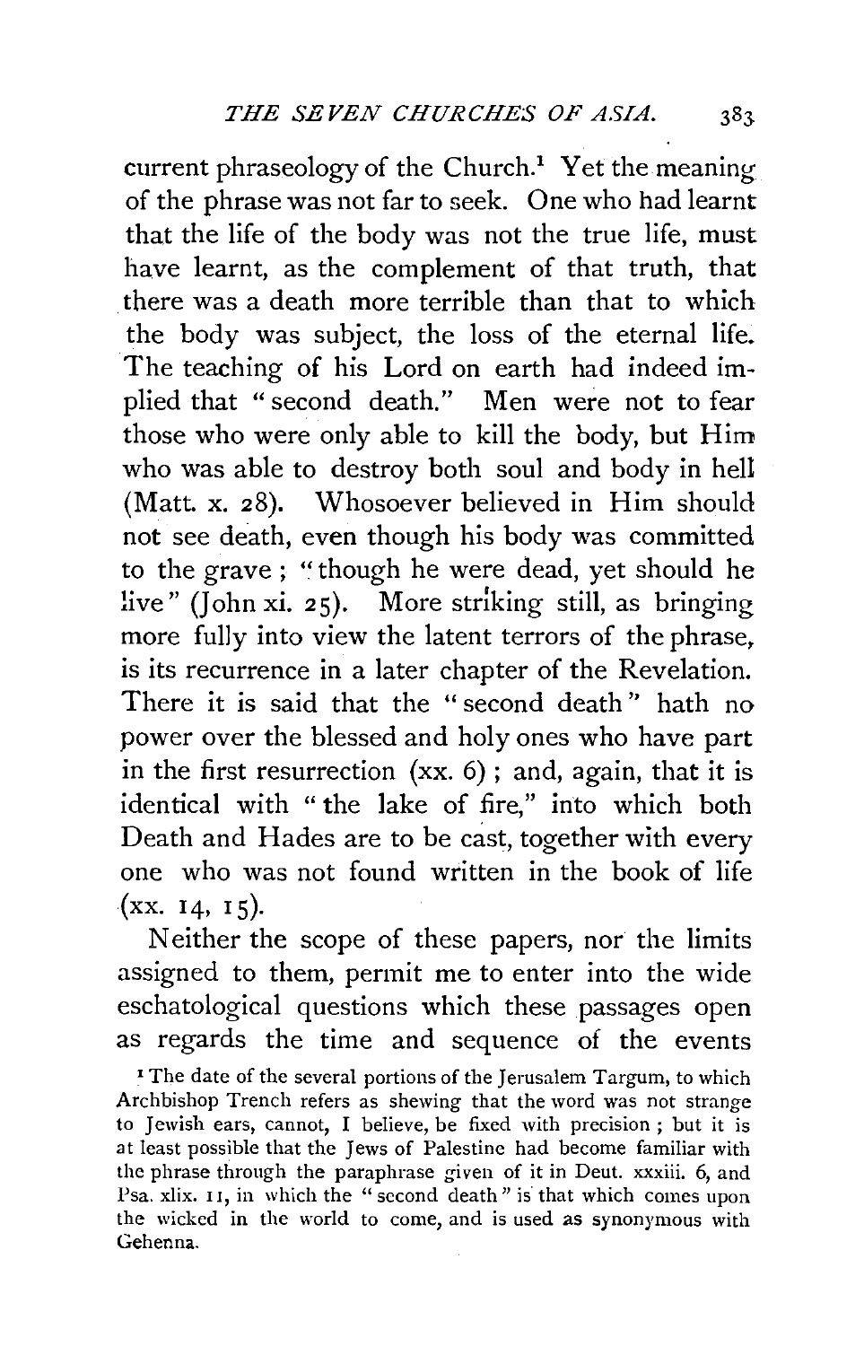current phraseology of the Church.[1] Yet the meaning of the phrase was not far to seek. One who had learnt that the life of the body was not the true life, must have learnt, as the complement of that truth, that there was a death more terrible than that to which the body was subject, the loss of the eternal life. The teaching of his Lord on earth had indeed implied that "second death." Men were not to fear those who were only able to kill the body, but Him who was able to destroy both soul and body in hell (Matt. x. 28). Whosoever believed in Him should not see death, even though his body was committed to the grave; "though he were dead, yet should he live" (John xi. 25). More striking still, as bringing more fully into view the latent terrors of the phrase, is its recurrence in a later chapter of the Revelation. There it is said that the "second death" hath no power over the blessed and holy ones who have part in the first resurrection (xx. 6); and, again, that it is identical with "the lake of fire," into which both Death and Hades are to be cast, together with every one who was not found written in the book of life (xx. 14, 15).

Neither the scope of these papers, nor the limits assigned to them, permit me to enter into the wide eschatological questions which these passages open as regards the time and sequence of the events

[1] The date of the several portions of the Jerusalem Targum, to which Archbishop Trench refers as shewing that the word was not strange to Jewish ears, cannot, I believe, be fixed with precision; but it is at least possible that the Jews of Palestine had become familiar with the phrase through the paraphrase given of it in Deut. xxxiii. 6, and Psa. xlix. 11, in which the "second death" is that which comes upon the wicked in the world to come, and is used as synonymous with Gehenna.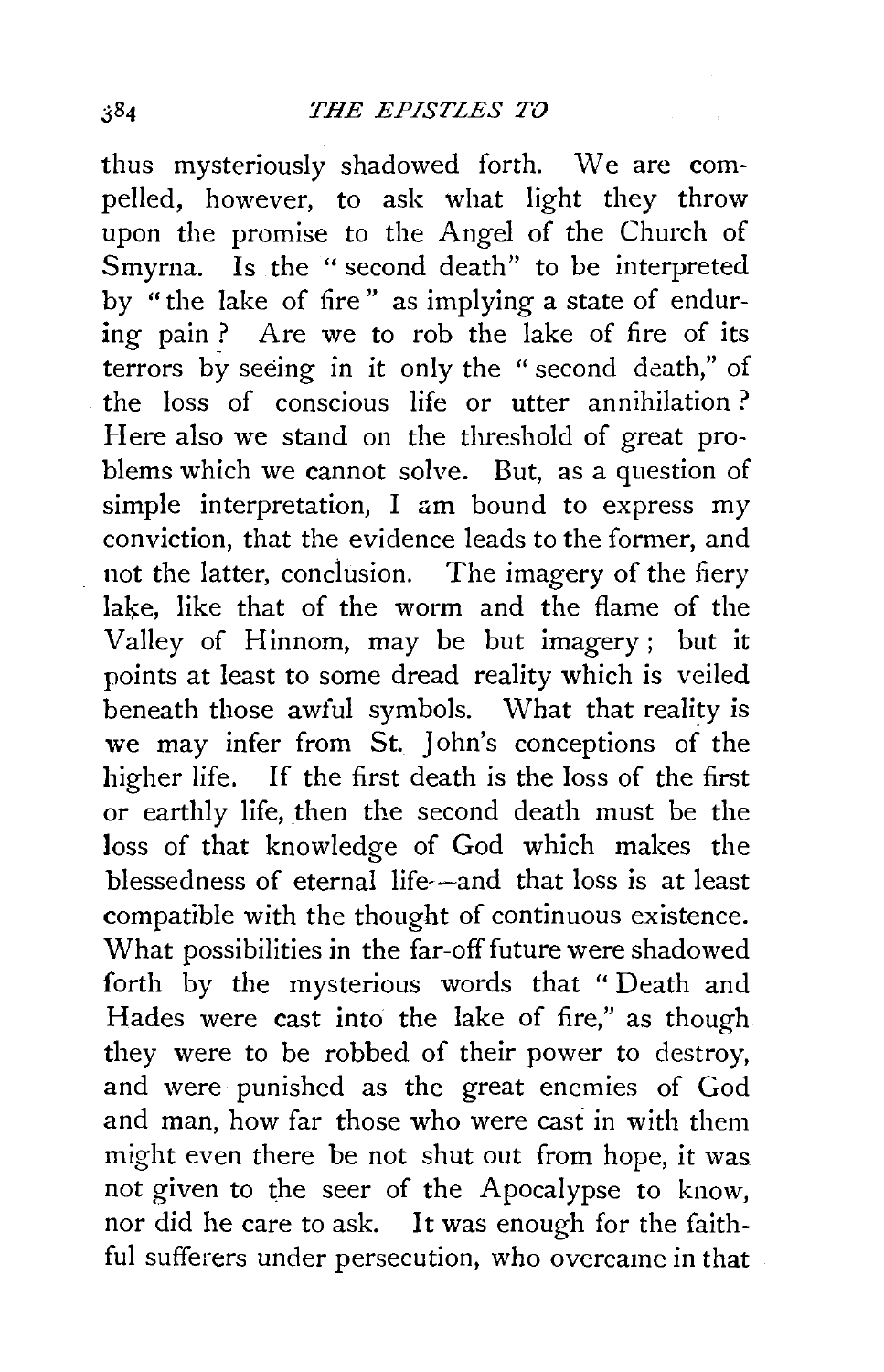thus mysteriously shadowed forth. We are compelled, however, to ask what light they throw upon the promise to the Angel of the Church of Smyrna. Is the "second death" to be interpreted by "the lake of fire" as implying a state of enduring pain? Are we to rob the lake of fire of its terrors by seeing in it only the "second death," of the loss of conscious life or utter annihilation? Here also we stand on the threshold of great problems which we cannot solve. But, as a question of simple interpretation, I am bound to express my conviction, that the evidence leads to the former, and not the latter, conclusion. The imagery of the fiery lake, like that of the worm and the flame of the Valley of Hinnom, may be but imagery; but it points at least to some dread reality which is veiled beneath those awful symbols. What that reality is we may infer from St. John's conceptions of the higher life. If the first death is the loss of the first or earthly life, then the second death must be the loss of that knowledge of God which makes the blessedness of eternal life—and that loss is at least compatible with the thought of continuous existence. What possibilities in the far-off future were shadowed forth by the mysterious words that "Death and Hades were cast into the lake of fire," as though they were to be robbed of their power to destroy, and were punished as the great enemies of God and man, how far those who were cast in with them might even there be not shut out from hope, it was not given to the seer of the Apocalypse to know, nor did he care to ask. It was enough for the faithful sufferers under persecution, who overcame in that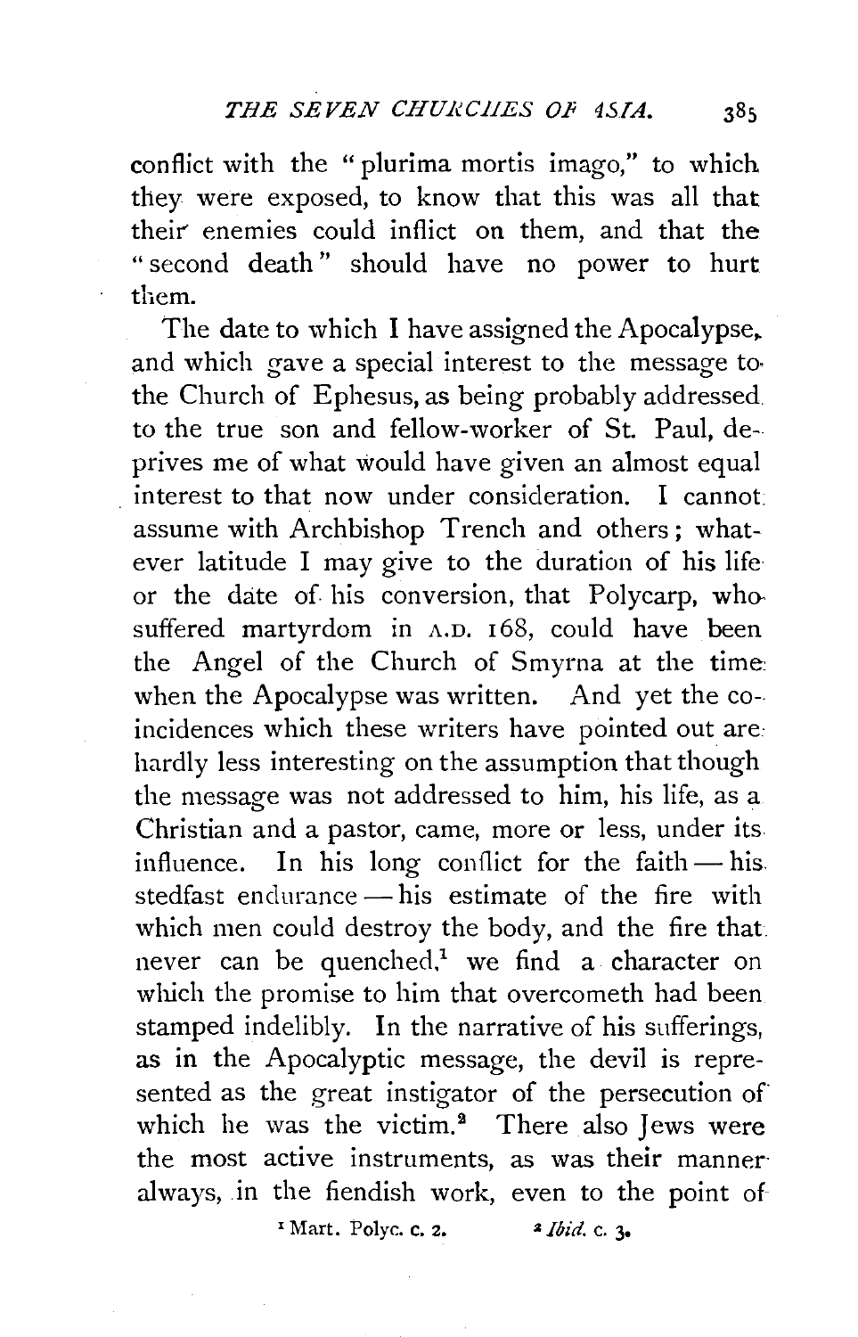conflict with the "plurima mortis imago," to which they were exposed, to know that this was all that their enemies could inflict on them, and that the "second death" should have no power to hurt them.

The date to which I have assigned the Apocalypse, and which gave a special interest to the message to the Church of Ephesus, as being probably addressed to the true son and fellow-worker of St. Paul, deprives me of what would have given an almost equal interest to that now under consideration. I cannot assume with Archbishop Trench and others; whatever latitude I may give to the duration of his life or the date of his conversion, that Polycarp, who suffered martyrdom in A.D. 168, could have been the Angel of the Church of Smyrna at the time when the Apocalypse was written. And yet the coincidences which these writers have pointed out are hardly less interesting on the assumption that though the message was not addressed to him, his life, as a Christian and a pastor, came, more or less, under its influence. In his long conflict for the faith — his stedfast endurance — his estimate of the fire with which men could destroy the body, and the fire that never can be quenched,[1] we find a character on which the promise to him that overcometh had been stamped indelibly. In the narrative of his sufferings, as in the Apocalyptic message, the devil is represented as the great instigator of the persecution of which he was the victim.[2] There also Jews were the most active instruments, as was their manner always, in the fiendish work, even to the point of

[1] Mart. Polyc. c. 2. [2] *Ibid.* c. 3.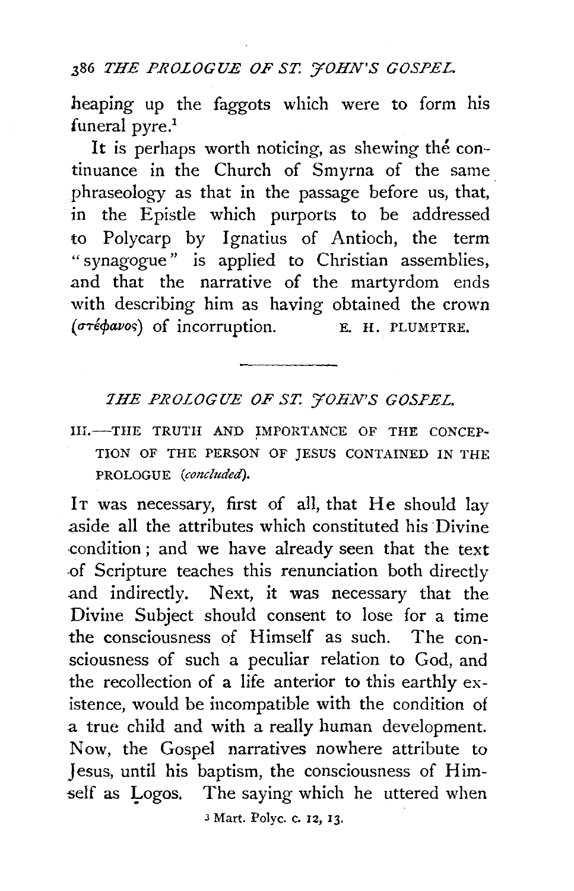heaping up the faggots which were to form his funeral pyre.[1]

It is perhaps worth noticing, as shewing the continuance in the Church of Smyrna of the same phraseology as that in the passage before us, that, in the Epistle which purports to be addressed to Polycarp by Ignatius of Antioch, the term "synagogue" is applied to Christian assemblies, and that the narrative of the martyrdom ends with describing him as having obtained the crown (στέφανος) of incorruption.

E. H. PLUMPTRE.

---

## *THE PROLOGUE OF ST. JOHN'S GOSPEL.*

### III.—THE TRUTH AND IMPORTANCE OF THE CONCEPTION OF THE PERSON OF JESUS CONTAINED IN THE PROLOGUE (*concluded*).

IT was necessary, first of all, that He should lay aside all the attributes which constituted his Divine condition; and we have already seen that the text of Scripture teaches this renunciation both directly and indirectly. Next, it was necessary that the Divine Subject should consent to lose for a time the consciousness of Himself as such. The consciousness of such a peculiar relation to God, and the recollection of a life anterior to this earthly existence, would be incompatible with the condition of a true child and with a really human development. Now, the Gospel narratives nowhere attribute to Jesus, until his baptism, the consciousness of Himself as Logos. The saying which he uttered when

[1] Mart. Polyc. c. 12, 13.